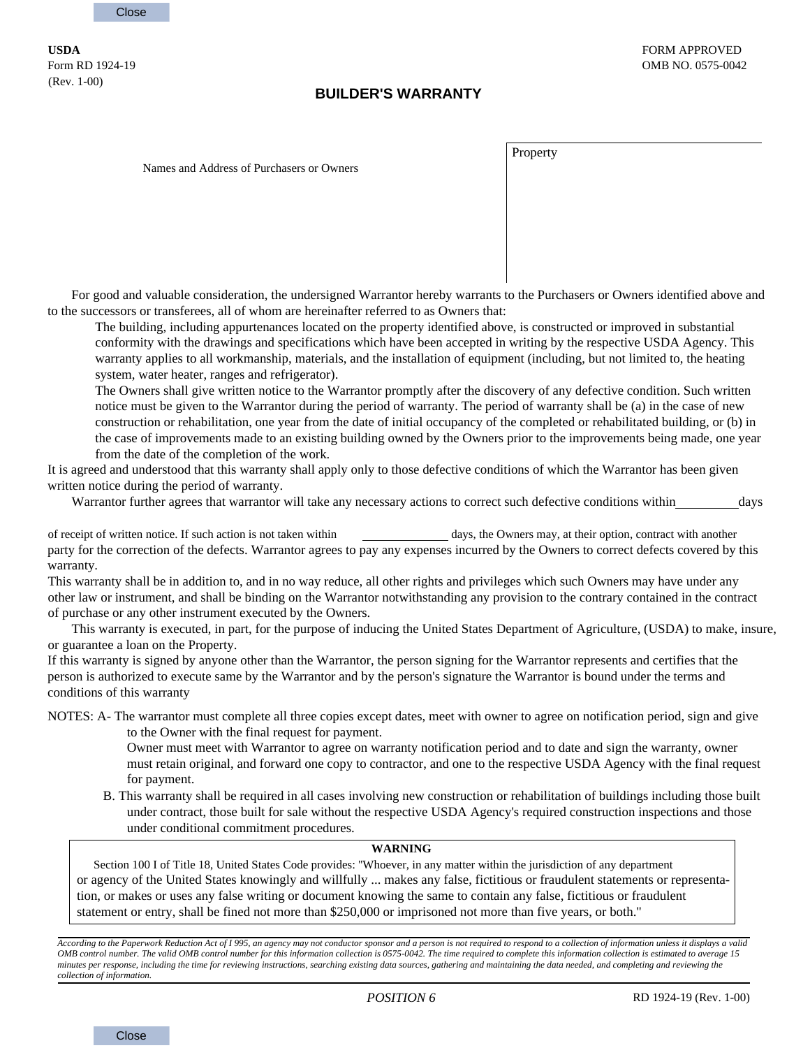USDA
Form RD 1924-19
(Rev. 1-00)

FORM APPROVED
OMB NO. 0575-0042

# BUILDER'S WARRANTY

| Names and Address of Purchasers or Owners | Property |
|---|---|
| | |

For good and valuable consideration, the undersigned Warrantor hereby warrants to the Purchasers or Owners identified above and to the successors or transferees, all of whom are hereinafter referred to as Owners that:

The building, including appurtenances located on the property identified above, is constructed or improved in substantial conformity with the drawings and specifications which have been accepted in writing by the respective USDA Agency. This warranty applies to all workmanship, materials, and the installation of equipment (including, but not limited to, the heating system, water heater, ranges and refrigerator).

The Owners shall give written notice to the Warrantor promptly after the discovery of any defective condition. Such written notice must be given to the Warrantor during the period of warranty. The period of warranty shall be (a) in the case of new construction or rehabilitation, one year from the date of initial occupancy of the completed or rehabilitated building, or (b) in the case of improvements made to an existing building owned by the Owners prior to the improvements being made, one year from the date of the completion of the work.

It is agreed and understood that this warranty shall apply only to those defective conditions of which the Warrantor has been given written notice during the period of warranty.

Warrantor further agrees that warrantor will take any necessary actions to correct such defective conditions within __________ days of receipt of written notice. If such action is not taken within __________ days, the Owners may, at their option, contract with another party for the correction of the defects. Warrantor agrees to pay any expenses incurred by the Owners to correct defects covered by this warranty.

This warranty shall be in addition to, and in no way reduce, all other rights and privileges which such Owners may have under any other law or instrument, and shall be binding on the Warrantor notwithstanding any provision to the contrary contained in the contract of purchase or any other instrument executed by the Owners.

This warranty is executed, in part, for the purpose of inducing the United States Department of Agriculture, (USDA) to make, insure, or guarantee a loan on the Property.

If this warranty is signed by anyone other than the Warrantor, the person signing for the Warrantor represents and certifies that the person is authorized to execute same by the Warrantor and by the person's signature the Warrantor is bound under the terms and conditions of this warranty

NOTES: A- The warrantor must complete all three copies except dates, meet with owner to agree on notification period, sign and give to the Owner with the final request for payment.
Owner must meet with Warrantor to agree on warranty notification period and to date and sign the warranty, owner must retain original, and forward one copy to contractor, and one to the respective USDA Agency with the final request for payment.

B. This warranty shall be required in all cases involving new construction or rehabilitation of buildings including those built under contract, those built for sale without the respective USDA Agency's required construction inspections and those under conditional commitment procedures.

**WARNING**

Section 100 I of Title 18, United States Code provides: "Whoever, in any matter within the jurisdiction of any department or agency of the United States knowingly and willfully ... makes any false, fictitious or fraudulent statements or representation, or makes or uses any false writing or document knowing the same to contain any false, fictitious or fraudulent statement or entry, shall be fined not more than $250,000 or imprisoned not more than five years, or both."

*According to the Paperwork Reduction Act of I 995, an agency may not conductor sponsor and a person is not required to respond to a collection of information unless it displays a valid OMB control number. The valid OMB control number for this information collection is 0575-0042. The time required to complete this information collection is estimated to average 15 minutes per response, including the time for reviewing instructions, searching existing data sources, gathering and maintaining the data needed, and completing and reviewing the collection of information.*

*POSITION 6*

RD 1924-19 (Rev. 1-00)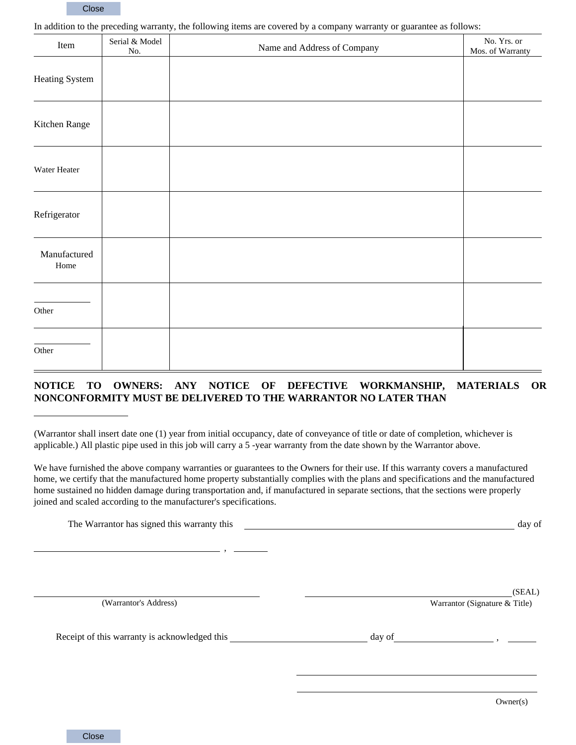In addition to the preceding warranty, the following items are covered by a company warranty or guarantee as follows:

| Item | Serial & Model No. | Name and Address of Company | No. Yrs. or Mos. of Warranty |
|---|---|---|---|
| Heating System | | | |
| Kitchen Range | | | |
| Water Heater | | | |
| Refrigerator | | | |
| Manufactured Home | | | |
| ______ Other | | | |
| ______ Other | | | |

**NOTICE TO OWNERS: ANY NOTICE OF DEFECTIVE WORKMANSHIP, MATERIALS OR NONCONFORMITY MUST BE DELIVERED TO THE WARRANTOR NO LATER THAN**

____________________

(Warrantor shall insert date one (1) year from initial occupancy, date of conveyance of title or date of completion, whichever is applicable.) All plastic pipe used in this job will carry a 5 -year warranty from the date shown by the Warrantor above.

We have furnished the above company warranties or guarantees to the Owners for their use. If this warranty covers a manufactured home, we certify that the manufactured home property substantially complies with the plans and specifications and the manufactured home sustained no hidden damage during transportation and, if manufactured in separate sections, that the sections were properly joined and scaled according to the manufacturer's specifications.

The Warrantor has signed this warranty this ______________________________ day of

______________________________ , ________

______________________________ (Warrantor's Address)

______________________________(SEAL)
Warrantor (Signature & Title)

Receipt of this warranty is acknowledged this ____________________ day of____________________ , ______

______________________________

______________________________

Owner(s)